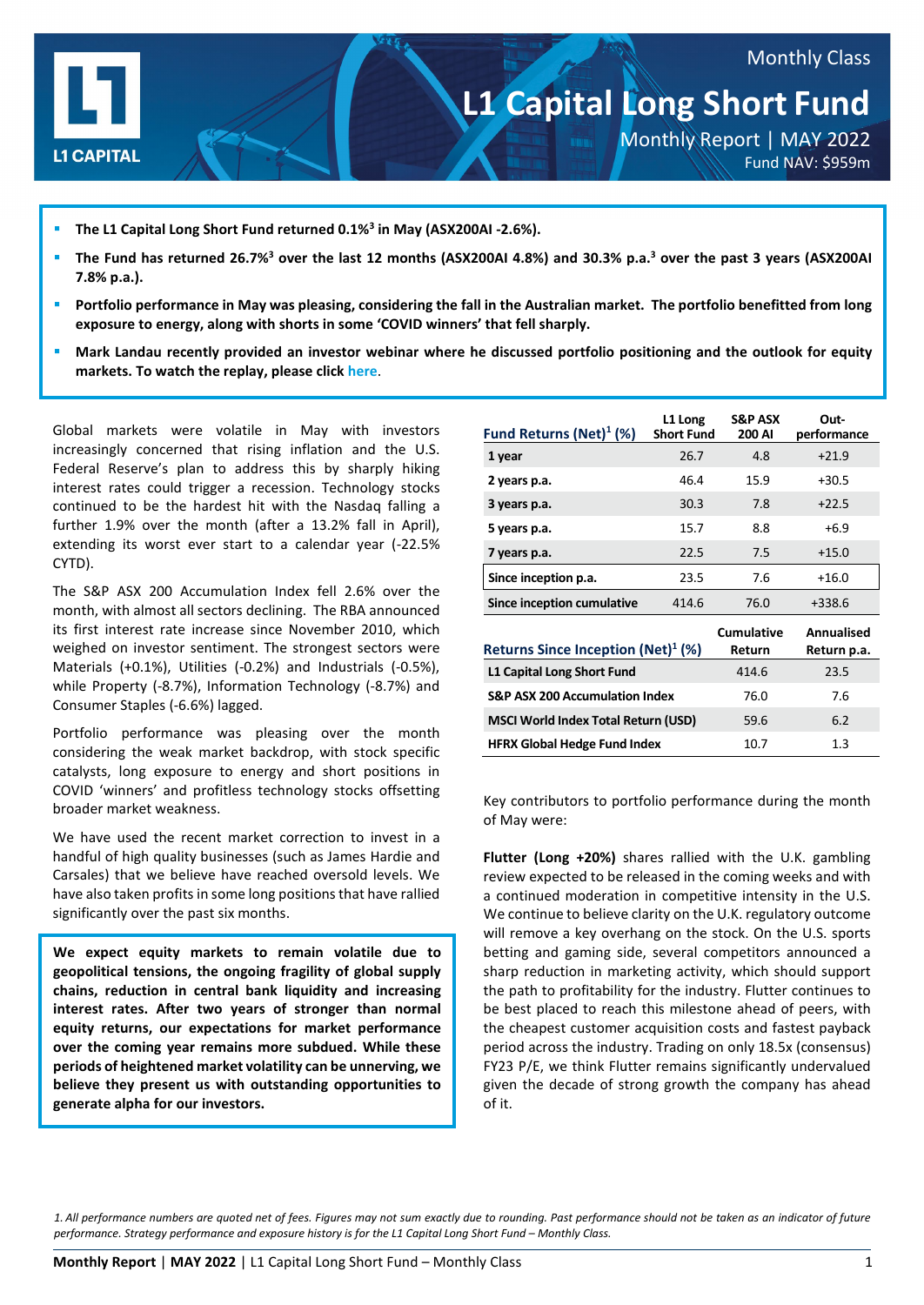Monthly Class

# L1 Capital Long Short Fund

Monthly Report | MAY 2022

Fund NAV: $959m

- **The L1 Capital Long Short Fund returned 0.1%[3] in May (ASX200AI -2.6%).**
- **The Fund has returned 26.7%[3] over the last 12 months (ASX200AI 4.8%) and 30.3% p.a.[3] over the past 3 years (ASX200AI 7.8% p.a.).**
- **Portfolio performance in May was pleasing, considering the fall in the Australian market. The portfolio benefitted from long exposure to energy, along with shorts in some 'COVID winners' that fell sharply.**
- **Mark Landau recently provided an investor webinar where he discussed portfolio positioning and the outlook for equity markets. To watch the replay, please click here.**

Global markets were volatile in May with investors increasingly concerned that rising inflation and the U.S. Federal Reserve's plan to address this by sharply hiking interest rates could trigger a recession. Technology stocks continued to be the hardest hit with the Nasdaq falling a further 1.9% over the month (after a 13.2% fall in April), extending its worst ever start to a calendar year (-22.5% CYTD).

The S&P ASX 200 Accumulation Index fell 2.6% over the month, with almost all sectors declining. The RBA announced its first interest rate increase since November 2010, which weighed on investor sentiment. The strongest sectors were Materials (+0.1%), Utilities (-0.2%) and Industrials (-0.5%), while Property (-8.7%), Information Technology (-8.7%) and Consumer Staples (-6.6%) lagged.

Portfolio performance was pleasing over the month considering the weak market backdrop, with stock specific catalysts, long exposure to energy and short positions in COVID 'winners' and profitless technology stocks offsetting broader market weakness.

We have used the recent market correction to invest in a handful of high quality businesses (such as James Hardie and Carsales) that we believe have reached oversold levels. We have also taken profits in some long positions that have rallied significantly over the past six months.

**We expect equity markets to remain volatile due to geopolitical tensions, the ongoing fragility of global supply chains, reduction in central bank liquidity and increasing interest rates. After two years of stronger than normal equity returns, our expectations for market performance over the coming year remains more subdued. While these periods of heightened market volatility can be unnerving, we believe they present us with outstanding opportunities to generate alpha for our investors.**

| Fund Returns (Net)[1] (%) | L1 Long Short Fund | S&P ASX 200 AI | Out-performance |
|---|---|---|---|
| 1 year | 26.7 | 4.8 | +21.9 |
| 2 years p.a. | 46.4 | 15.9 | +30.5 |
| 3 years p.a. | 30.3 | 7.8 | +22.5 |
| 5 years p.a. | 15.7 | 8.8 | +6.9 |
| 7 years p.a. | 22.5 | 7.5 | +15.0 |
| Since inception p.a. | 23.5 | 7.6 | +16.0 |
| Since inception cumulative | 414.6 | 76.0 | +338.6 |

| Returns Since Inception (Net)[1] (%) | Cumulative Return | Annualised Return p.a. |
|---|---|---|
| L1 Capital Long Short Fund | 414.6 | 23.5 |
| S&P ASX 200 Accumulation Index | 76.0 | 7.6 |
| MSCI World Index Total Return (USD) | 59.6 | 6.2 |
| HFRX Global Hedge Fund Index | 10.7 | 1.3 |

Key contributors to portfolio performance during the month of May were:

**Flutter (Long +20%)** shares rallied with the U.K. gambling review expected to be released in the coming weeks and with a continued moderation in competitive intensity in the U.S. We continue to believe clarity on the U.K. regulatory outcome will remove a key overhang on the stock. On the U.S. sports betting and gaming side, several competitors announced a sharp reduction in marketing activity, which should support the path to profitability for the industry. Flutter continues to be best placed to reach this milestone ahead of peers, with the cheapest customer acquisition costs and fastest payback period across the industry. Trading on only 18.5x (consensus) FY23 P/E, we think Flutter remains significantly undervalued given the decade of strong growth the company has ahead of it.

*1. All performance numbers are quoted net of fees. Figures may not sum exactly due to rounding. Past performance should not be taken as an indicator of future performance. Strategy performance and exposure history is for the L1 Capital Long Short Fund – Monthly Class.*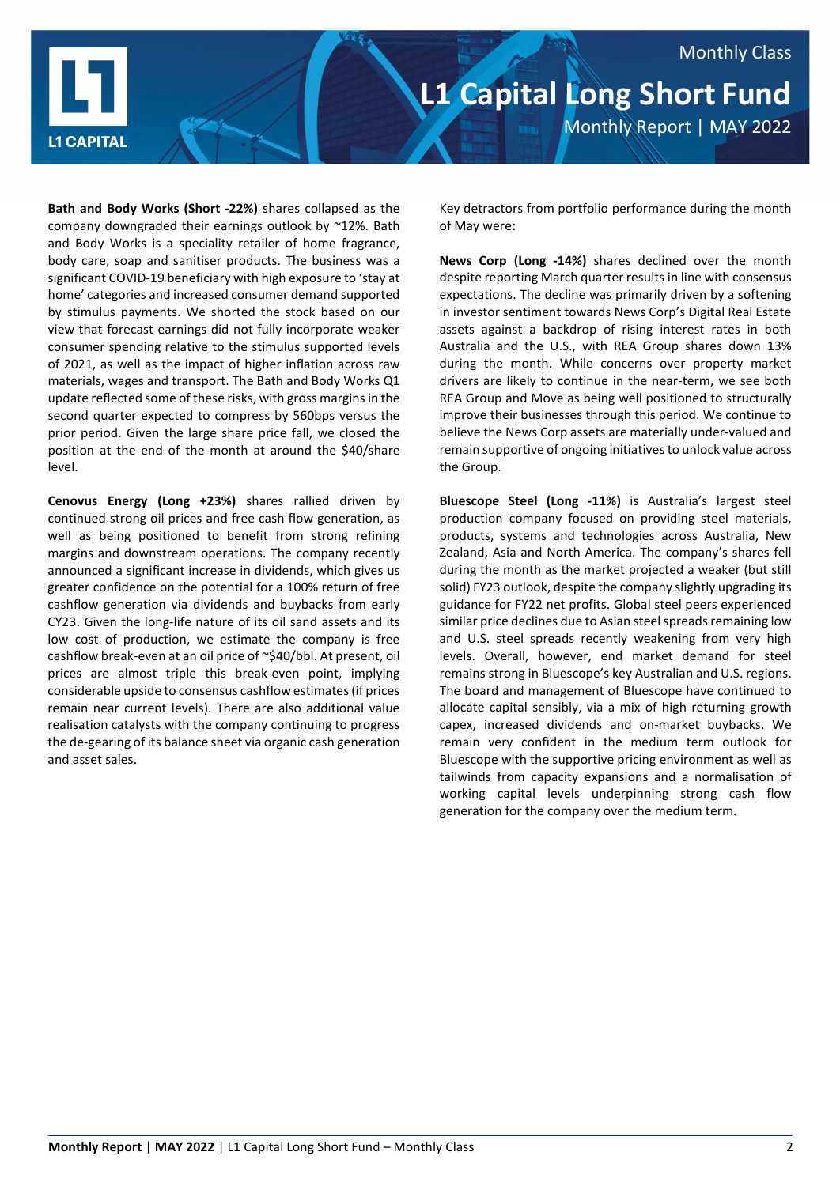**Bath and Body Works (Short -22%)** shares collapsed as the company downgraded their earnings outlook by ~12%. Bath and Body Works is a speciality retailer of home fragrance, body care, soap and sanitiser products. The business was a significant COVID-19 beneficiary with high exposure to 'stay at home' categories and increased consumer demand supported by stimulus payments. We shorted the stock based on our view that forecast earnings did not fully incorporate weaker consumer spending relative to the stimulus supported levels of 2021, as well as the impact of higher inflation across raw materials, wages and transport. The Bath and Body Works Q1 update reflected some of these risks, with gross margins in the second quarter expected to compress by 560bps versus the prior period. Given the large share price fall, we closed the position at the end of the month at around the $40/share level.

**Cenovus Energy (Long +23%)** shares rallied driven by continued strong oil prices and free cash flow generation, as well as being positioned to benefit from strong refining margins and downstream operations. The company recently announced a significant increase in dividends, which gives us greater confidence on the potential for a 100% return of free cashflow generation via dividends and buybacks from early CY23. Given the long-life nature of its oil sand assets and its low cost of production, we estimate the company is free cashflow break-even at an oil price of ~$40/bbl. At present, oil prices are almost triple this break-even point, implying considerable upside to consensus cashflow estimates (if prices remain near current levels). There are also additional value realisation catalysts with the company continuing to progress the de-gearing of its balance sheet via organic cash generation and asset sales.

Key detractors from portfolio performance during the month of May were**:**

**News Corp (Long -14%)** shares declined over the month despite reporting March quarter results in line with consensus expectations. The decline was primarily driven by a softening in investor sentiment towards News Corp's Digital Real Estate assets against a backdrop of rising interest rates in both Australia and the U.S., with REA Group shares down 13% during the month. While concerns over property market drivers are likely to continue in the near-term, we see both REA Group and Move as being well positioned to structurally improve their businesses through this period. We continue to believe the News Corp assets are materially under-valued and remain supportive of ongoing initiatives to unlock value across the Group.

**Bluescope Steel (Long -11%)** is Australia's largest steel production company focused on providing steel materials, products, systems and technologies across Australia, New Zealand, Asia and North America. The company's shares fell during the month as the market projected a weaker (but still solid) FY23 outlook, despite the company slightly upgrading its guidance for FY22 net profits. Global steel peers experienced similar price declines due to Asian steel spreads remaining low and U.S. steel spreads recently weakening from very high levels. Overall, however, end market demand for steel remains strong in Bluescope's key Australian and U.S. regions. The board and management of Bluescope have continued to allocate capital sensibly, via a mix of high returning growth capex, increased dividends and on-market buybacks. We remain very confident in the medium term outlook for Bluescope with the supportive pricing environment as well as tailwinds from capacity expansions and a normalisation of working capital levels underpinning strong cash flow generation for the company over the medium term.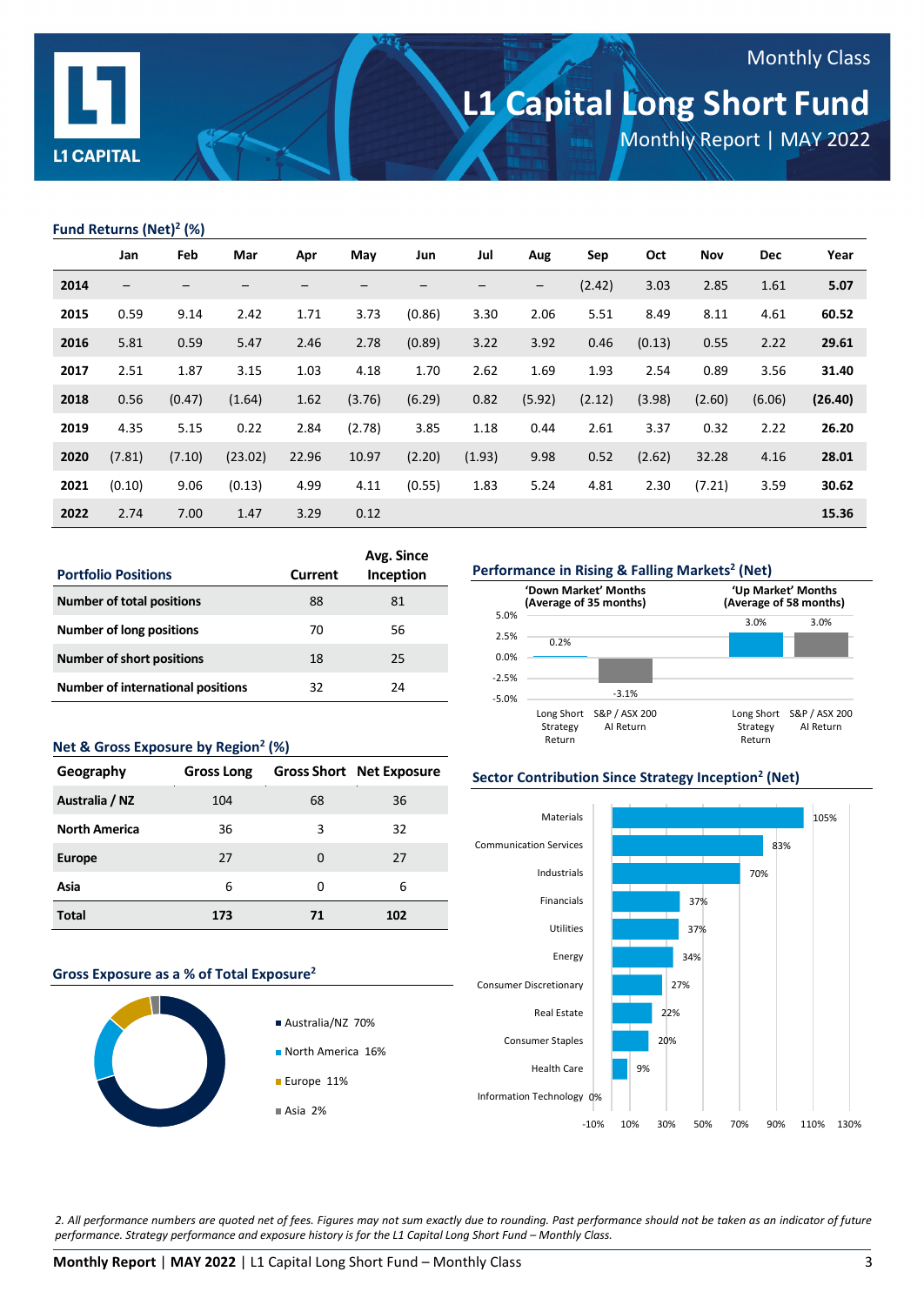Monthly Class

# L1 Capital Long Short Fund

Monthly Report | MAY 2022

## Fund Returns (Net)[2] (%)

| | Jan | Feb | Mar | Apr | May | Jun | Jul | Aug | Sep | Oct | Nov | Dec | Year |
|---|---|---|---|---|---|---|---|---|---|---|---|---|---|
| **2014** | – | – | – | – | – | – | – | – | (2.42) | 3.03 | 2.85 | 1.61 | **5.07** |
| **2015** | 0.59 | 9.14 | 2.42 | 1.71 | 3.73 | (0.86) | 3.30 | 2.06 | 5.51 | 8.49 | 8.11 | 4.61 | **60.52** |
| **2016** | 5.81 | 0.59 | 5.47 | 2.46 | 2.78 | (0.89) | 3.22 | 3.92 | 0.46 | (0.13) | 0.55 | 2.22 | **29.61** |
| **2017** | 2.51 | 1.87 | 3.15 | 1.03 | 4.18 | 1.70 | 2.62 | 1.69 | 1.93 | 2.54 | 0.89 | 3.56 | **31.40** |
| **2018** | 0.56 | (0.47) | (1.64) | 1.62 | (3.76) | (6.29) | 0.82 | (5.92) | (2.12) | (3.98) | (2.60) | (6.06) | **(26.40)** |
| **2019** | 4.35 | 5.15 | 0.22 | 2.84 | (2.78) | 3.85 | 1.18 | 0.44 | 2.61 | 3.37 | 0.32 | 2.22 | **26.20** |
| **2020** | (7.81) | (7.10) | (23.02) | 22.96 | 10.97 | (2.20) | (1.93) | 9.98 | 0.52 | (2.62) | 32.28 | 4.16 | **28.01** |
| **2021** | (0.10) | 9.06 | (0.13) | 4.99 | 4.11 | (0.55) | 1.83 | 5.24 | 4.81 | 2.30 | (7.21) | 3.59 | **30.62** |
| **2022** | 2.74 | 7.00 | 1.47 | 3.29 | 0.12 | | | | | | | | **15.36** |

## Portfolio Positions

| Portfolio Positions | Current | Avg. Since Inception |
|---|---|---|
| **Number of total positions** | 88 | 81 |
| **Number of long positions** | 70 | 56 |
| **Number of short positions** | 18 | 25 |
| **Number of international positions** | 32 | 24 |

## Performance in Rising & Falling Markets[2] (Net)

| | Long Short Strategy Return | S&P / ASX 200 AI Return |
|---|---|---|
| 'Down Market' Months (Average of 35 months) | 0.2% | -3.1% |
| 'Up Market' Months (Average of 58 months) | 3.0% | 3.0% |

## Net & Gross Exposure by Region[2] (%)

| Geography | Gross Long | Gross Short | Net Exposure |
|---|---|---|---|
| **Australia / NZ** | 104 | 68 | 36 |
| **North America** | 36 | 3 | 32 |
| **Europe** | 27 | 0 | 27 |
| **Asia** | 6 | 0 | 6 |
| **Total** | **173** | **71** | **102** |

## Sector Contribution Since Strategy Inception[2] (Net)

| Sector | Contribution |
|---|---|
| Materials | 105% |
| Communication Services | 83% |
| Industrials | 70% |
| Financials | 37% |
| Utilities | 37% |
| Energy | 34% |
| Consumer Discretionary | 27% |
| Real Estate | 22% |
| Consumer Staples | 20% |
| Health Care | 9% |
| Information Technology | 0% |

## Gross Exposure as a % of Total Exposure[2]

- Australia/NZ 70%
- North America 16%
- Europe 11%
- Asia 2%

*2. All performance numbers are quoted net of fees. Figures may not sum exactly due to rounding. Past performance should not be taken as an indicator of future performance. Strategy performance and exposure history is for the L1 Capital Long Short Fund – Monthly Class.*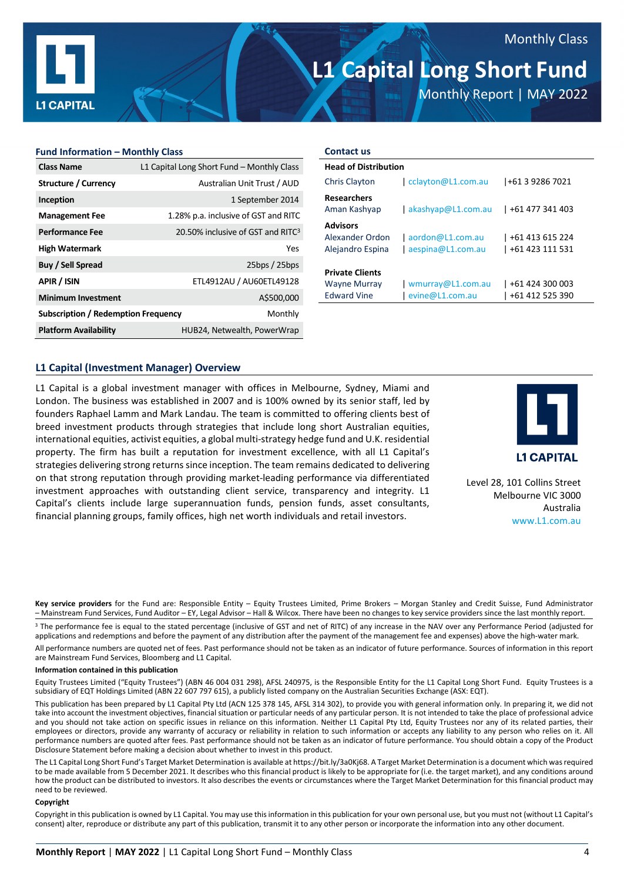# L1 Capital Long Short Fund

Monthly Class

Monthly Report | MAY 2022

## Fund Information – Monthly Class

| | |
|---|---|
| **Class Name** | L1 Capital Long Short Fund – Monthly Class |
| **Structure / Currency** | Australian Unit Trust / AUD |
| **Inception** | 1 September 2014 |
| **Management Fee** | 1.28% p.a. inclusive of GST and RITC |
| **Performance Fee** | 20.50% inclusive of GST and RITC[3] |
| **High Watermark** | Yes |
| **Buy / Sell Spread** | 25bps / 25bps |
| **APIR / ISIN** | ETL4912AU / AU60ETL49128 |
| **Minimum Investment** | A$500,000 |
| **Subscription / Redemption Frequency** | Monthly |
| **Platform Availability** | HUB24, Netwealth, PowerWrap |

## Contact us

| | | |
|---|---|---|
| **Head of Distribution** | | |
| Chris Clayton | cclayton@L1.com.au | +61 3 9286 7021 |
| **Researchers** | | |
| Aman Kashyap | akashyap@L1.com.au | +61 477 341 403 |
| **Advisors** | | |
| Alexander Ordon | aordon@L1.com.au | +61 413 615 224 |
| Alejandro Espina | aespina@L1.com.au | +61 423 111 531 |
| **Private Clients** | | |
| Wayne Murray | wmurray@L1.com.au | +61 424 300 003 |
| Edward Vine | evine@L1.com.au | +61 412 525 390 |

## L1 Capital (Investment Manager) Overview

L1 Capital is a global investment manager with offices in Melbourne, Sydney, Miami and London. The business was established in 2007 and is 100% owned by its senior staff, led by founders Raphael Lamm and Mark Landau. The team is committed to offering clients best of breed investment products through strategies that include long short Australian equities, international equities, activist equities, a global multi-strategy hedge fund and U.K. residential property. The firm has built a reputation for investment excellence, with all L1 Capital's strategies delivering strong returns since inception. The team remains dedicated to delivering on that strong reputation through providing market-leading performance via differentiated investment approaches with outstanding client service, transparency and integrity. L1 Capital's clients include large superannuation funds, pension funds, asset consultants, financial planning groups, family offices, high net worth individuals and retail investors.

L1 CAPITAL

Level 28, 101 Collins Street
Melbourne VIC 3000
Australia
www.L1.com.au

**Key service providers** for the Fund are: Responsible Entity – Equity Trustees Limited, Prime Brokers – Morgan Stanley and Credit Suisse, Fund Administrator – Mainstream Fund Services, Fund Auditor – EY, Legal Advisor – Hall & Wilcox. There have been no changes to key service providers since the last monthly report.

[3] The performance fee is equal to the stated percentage (inclusive of GST and net of RITC) of any increase in the NAV over any Performance Period (adjusted for applications and redemptions and before the payment of any distribution after the payment of the management fee and expenses) above the high-water mark.

All performance numbers are quoted net of fees. Past performance should not be taken as an indicator of future performance. Sources of information in this report are Mainstream Fund Services, Bloomberg and L1 Capital.

**Information contained in this publication**

Equity Trustees Limited ("Equity Trustees") (ABN 46 004 031 298), AFSL 240975, is the Responsible Entity for the L1 Capital Long Short Fund. Equity Trustees is a subsidiary of EQT Holdings Limited (ABN 22 607 797 615), a publicly listed company on the Australian Securities Exchange (ASX: EQT).

This publication has been prepared by L1 Capital Pty Ltd (ACN 125 378 145, AFSL 314 302), to provide you with general information only. In preparing it, we did not take into account the investment objectives, financial situation or particular needs of any particular person. It is not intended to take the place of professional advice and you should not take action on specific issues in reliance on this information. Neither L1 Capital Pty Ltd, Equity Trustees nor any of its related parties, their employees or directors, provide any warranty of accuracy or reliability in relation to such information or accepts any liability to any person who relies on it. All performance numbers are quoted after fees. Past performance should not be taken as an indicator of future performance. You should obtain a copy of the Product Disclosure Statement before making a decision about whether to invest in this product.

The L1 Capital Long Short Fund's Target Market Determination is available at https://bit.ly/3a0Kj68. A Target Market Determination is a document which was required to be made available from 5 December 2021. It describes who this financial product is likely to be appropriate for (i.e. the target market), and any conditions around how the product can be distributed to investors. It also describes the events or circumstances where the Target Market Determination for this financial product may need to be reviewed.

**Copyright**

Copyright in this publication is owned by L1 Capital. You may use this information in this publication for your own personal use, but you must not (without L1 Capital's consent) alter, reproduce or distribute any part of this publication, transmit it to any other person or incorporate the information into any other document.